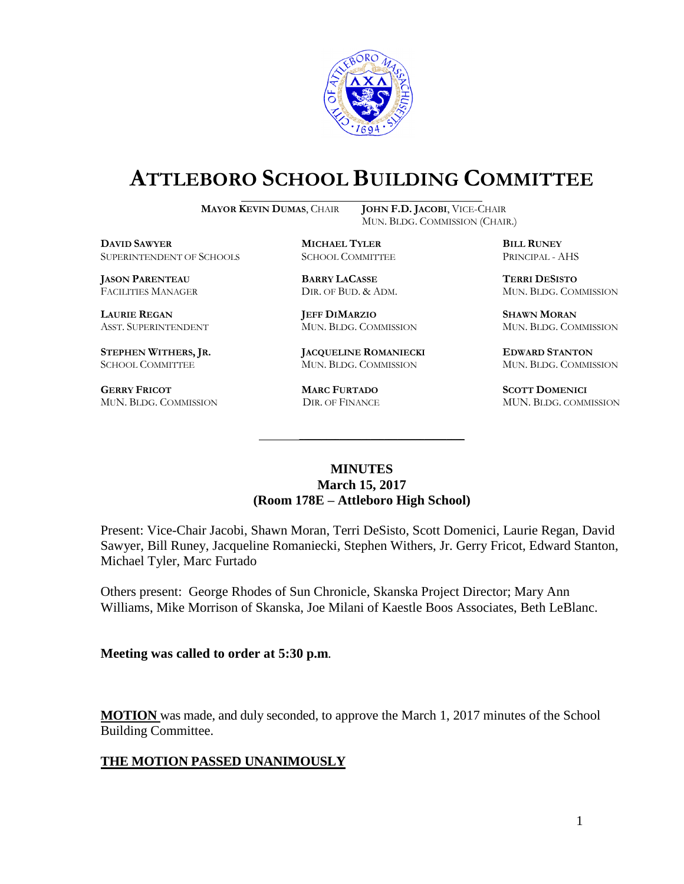# ATTLEBORO SCHOOL BUILDING COMMITTEE

**MAYOR KEVIN DUMAS**, CHAIR
**JOHN F.D. JACOBI**, VICE-CHAIR
MUN. BLDG. COMMISSION (CHAIR.)

| | | |
|---|---|---|
| **DAVID SAWYER**<br>SUPERINTENDENT OF SCHOOLS | **MICHAEL TYLER**<br>SCHOOL COMMITTEE | **BILL RUNEY**<br>PRINCIPAL - AHS |
| **JASON PARENTEAU**<br>FACILITIES MANAGER | **BARRY LACASSE**<br>DIR. OF BUD. & ADM. | **TERRI DESISTO**<br>MUN. BLDG. COMMISSION |
| **LAURIE REGAN**<br>ASST. SUPERINTENDENT | **JEFF DIMARZIO**<br>MUN. BLDG. COMMISSION | **SHAWN MORAN**<br>MUN. BLDG. COMMISSION |
| **STEPHEN WITHERS, JR.**<br>SCHOOL COMMITTEE | **JACQUELINE ROMANIECKI**<br>MUN. BLDG. COMMISSION | **EDWARD STANTON**<br>MUN. BLDG. COMMISSION |
| **GERRY FRICOT**<br>MUN. BLDG. COMMISSION | **MARC FURTADO**<br>DIR. OF FINANCE | **SCOTT DOMENICI**<br>MUN. BLDG. COMMISSION |

**MINUTES**
**March 15, 2017**
**(Room 178E – Attleboro High School)**

Present: Vice-Chair Jacobi, Shawn Moran, Terri DeSisto, Scott Domenici, Laurie Regan, David Sawyer, Bill Runey, Jacqueline Romaniecki, Stephen Withers, Jr. Gerry Fricot, Edward Stanton, Michael Tyler, Marc Furtado

Others present: George Rhodes of Sun Chronicle, Skanska Project Director; Mary Ann Williams, Mike Morrison of Skanska, Joe Milani of Kaestle Boos Associates, Beth LeBlanc.

**Meeting was called to order at 5:30 p.m.**

**MOTION** was made, and duly seconded, to approve the March 1, 2017 minutes of the School Building Committee.

**THE MOTION PASSED UNANIMOUSLY**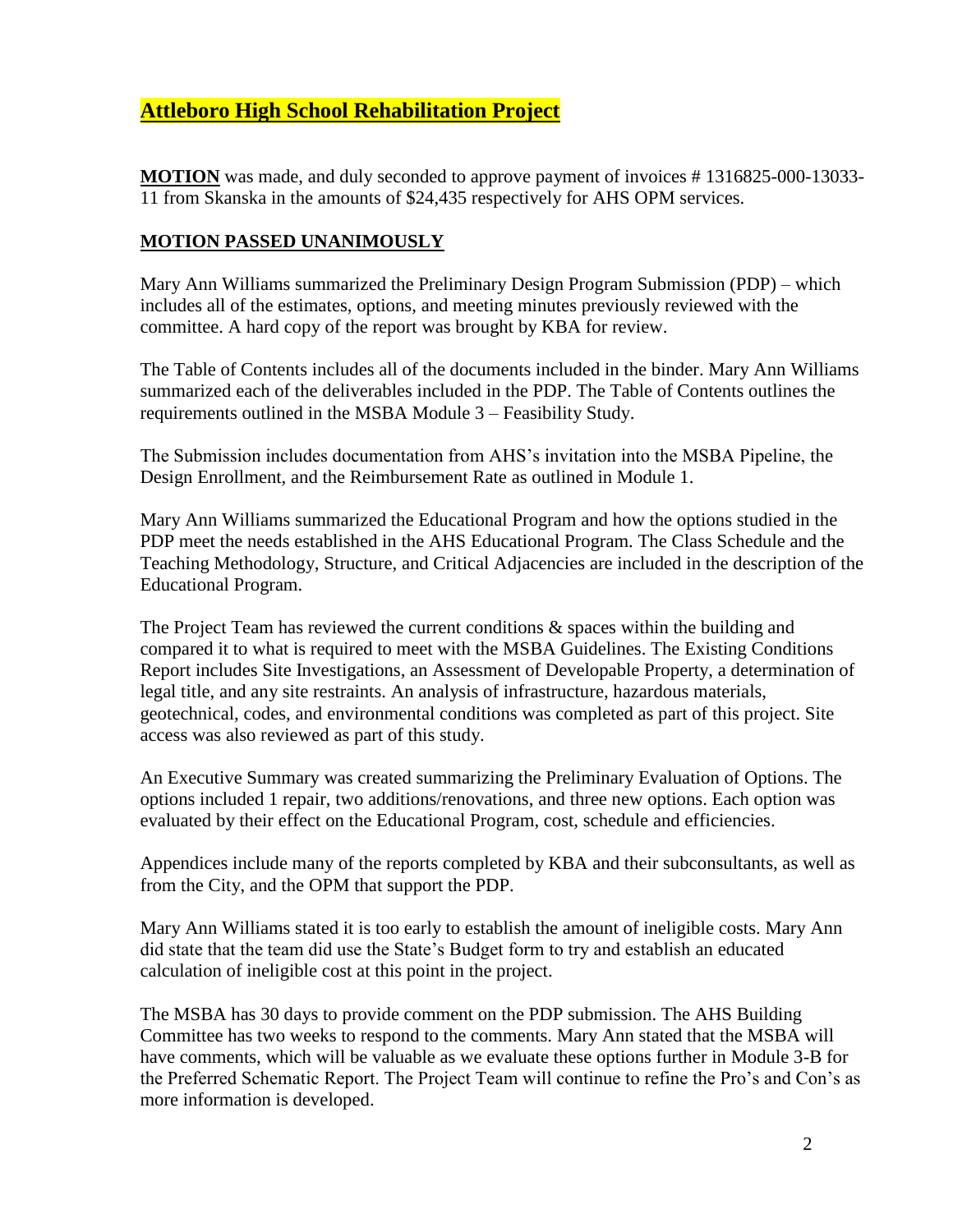## Attleboro High School Rehabilitation Project

**MOTION** was made, and duly seconded to approve payment of invoices # 1316825-000-13033-11 from Skanska in the amounts of $24,435 respectively for AHS OPM services.

**MOTION PASSED UNANIMOUSLY**

Mary Ann Williams summarized the Preliminary Design Program Submission (PDP) – which includes all of the estimates, options, and meeting minutes previously reviewed with the committee. A hard copy of the report was brought by KBA for review.

The Table of Contents includes all of the documents included in the binder. Mary Ann Williams summarized each of the deliverables included in the PDP. The Table of Contents outlines the requirements outlined in the MSBA Module 3 – Feasibility Study.

The Submission includes documentation from AHS's invitation into the MSBA Pipeline, the Design Enrollment, and the Reimbursement Rate as outlined in Module 1.

Mary Ann Williams summarized the Educational Program and how the options studied in the PDP meet the needs established in the AHS Educational Program. The Class Schedule and the Teaching Methodology, Structure, and Critical Adjacencies are included in the description of the Educational Program.

The Project Team has reviewed the current conditions & spaces within the building and compared it to what is required to meet with the MSBA Guidelines. The Existing Conditions Report includes Site Investigations, an Assessment of Developable Property, a determination of legal title, and any site restraints. An analysis of infrastructure, hazardous materials, geotechnical, codes, and environmental conditions was completed as part of this project. Site access was also reviewed as part of this study.

An Executive Summary was created summarizing the Preliminary Evaluation of Options. The options included 1 repair, two additions/renovations, and three new options. Each option was evaluated by their effect on the Educational Program, cost, schedule and efficiencies.

Appendices include many of the reports completed by KBA and their subconsultants, as well as from the City, and the OPM that support the PDP.

Mary Ann Williams stated it is too early to establish the amount of ineligible costs. Mary Ann did state that the team did use the State's Budget form to try and establish an educated calculation of ineligible cost at this point in the project.

The MSBA has 30 days to provide comment on the PDP submission. The AHS Building Committee has two weeks to respond to the comments. Mary Ann stated that the MSBA will have comments, which will be valuable as we evaluate these options further in Module 3-B for the Preferred Schematic Report. The Project Team will continue to refine the Pro's and Con's as more information is developed.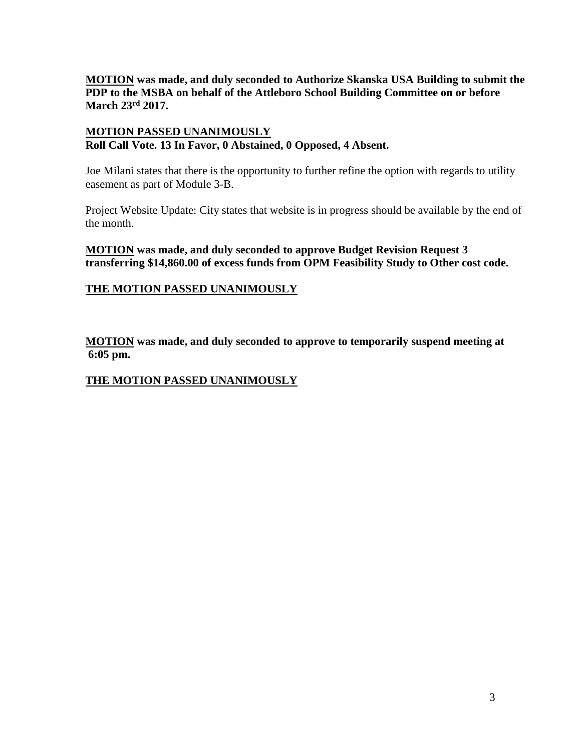**MOTION was made, and duly seconded to Authorize Skanska USA Building to submit the PDP to the MSBA on behalf of the Attleboro School Building Committee on or before March 23rd 2017.**

**MOTION PASSED UNANIMOUSLY**
**Roll Call Vote. 13 In Favor, 0 Abstained, 0 Opposed, 4 Absent.**

Joe Milani states that there is the opportunity to further refine the option with regards to utility easement as part of Module 3-B.

Project Website Update: City states that website is in progress should be available by the end of the month.

**MOTION was made, and duly seconded to approve Budget Revision Request 3 transferring $14,860.00 of excess funds from OPM Feasibility Study to Other cost code.**

**THE MOTION PASSED UNANIMOUSLY**

**MOTION was made, and duly seconded to approve to temporarily suspend meeting at 6:05 pm.**

**THE MOTION PASSED UNANIMOUSLY**